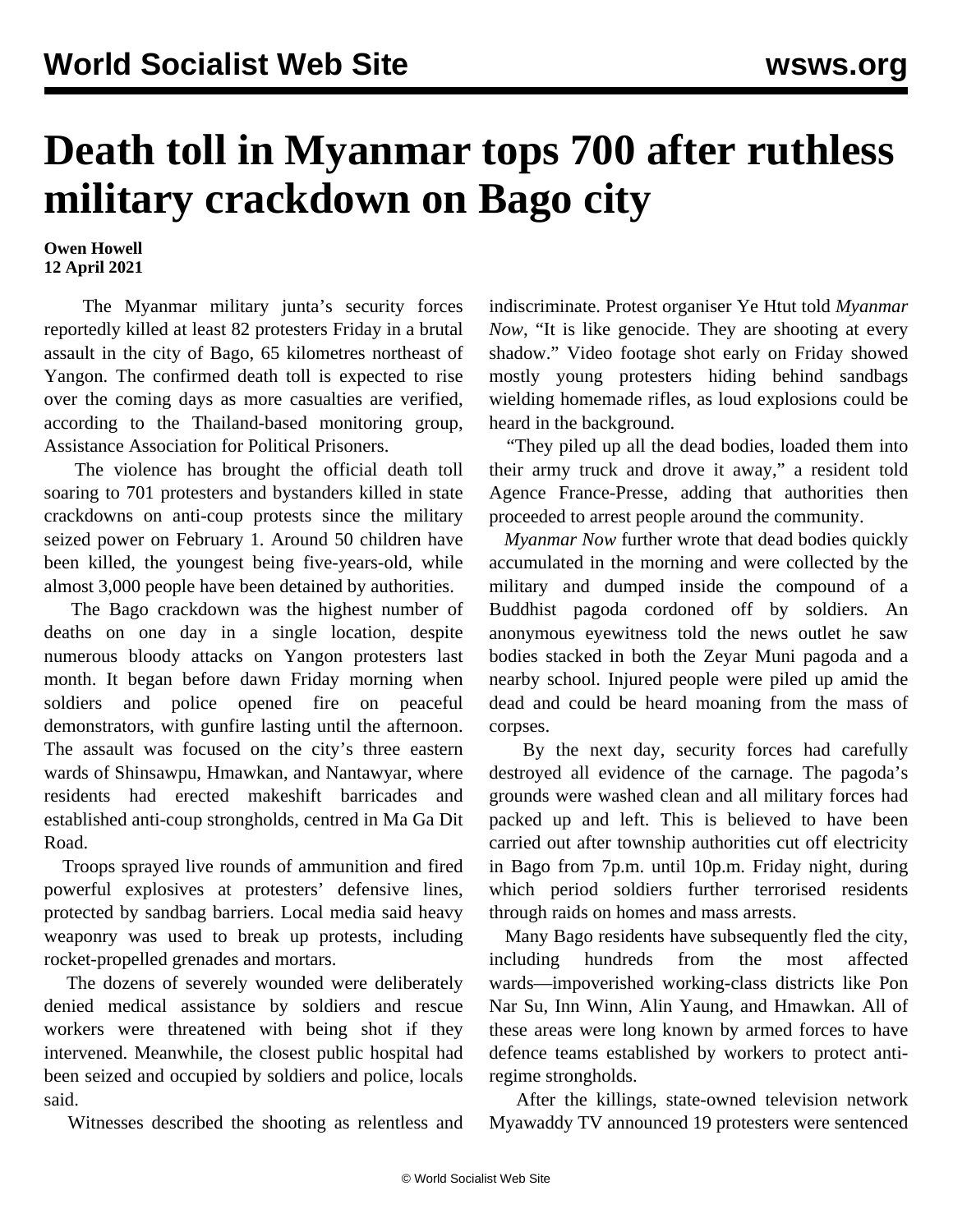# Death toll in Myanmar tops 700 after ruthless military crackdown on Bago city

**Owen Howell**
**12 April 2021**

The Myanmar military junta's security forces reportedly killed at least 82 protesters Friday in a brutal assault in the city of Bago, 65 kilometres northeast of Yangon. The confirmed death toll is expected to rise over the coming days as more casualties are verified, according to the Thailand-based monitoring group, Assistance Association for Political Prisoners.

The violence has brought the official death toll soaring to 701 protesters and bystanders killed in state crackdowns on anti-coup protests since the military seized power on February 1. Around 50 children have been killed, the youngest being five-years-old, while almost 3,000 people have been detained by authorities.

The Bago crackdown was the highest number of deaths on one day in a single location, despite numerous bloody attacks on Yangon protesters last month. It began before dawn Friday morning when soldiers and police opened fire on peaceful demonstrators, with gunfire lasting until the afternoon. The assault was focused on the city's three eastern wards of Shinsawpu, Hmawkan, and Nantawyar, where residents had erected makeshift barricades and established anti-coup strongholds, centred in Ma Ga Dit Road.

Troops sprayed live rounds of ammunition and fired powerful explosives at protesters' defensive lines, protected by sandbag barriers. Local media said heavy weaponry was used to break up protests, including rocket-propelled grenades and mortars.

The dozens of severely wounded were deliberately denied medical assistance by soldiers and rescue workers were threatened with being shot if they intervened. Meanwhile, the closest public hospital had been seized and occupied by soldiers and police, locals said.

Witnesses described the shooting as relentless and indiscriminate. Protest organiser Ye Htut told *Myanmar Now*, "It is like genocide. They are shooting at every shadow." Video footage shot early on Friday showed mostly young protesters hiding behind sandbags wielding homemade rifles, as loud explosions could be heard in the background.

"They piled up all the dead bodies, loaded them into their army truck and drove it away," a resident told Agence France-Presse, adding that authorities then proceeded to arrest people around the community.

*Myanmar Now* further wrote that dead bodies quickly accumulated in the morning and were collected by the military and dumped inside the compound of a Buddhist pagoda cordoned off by soldiers. An anonymous eyewitness told the news outlet he saw bodies stacked in both the Zeyar Muni pagoda and a nearby school. Injured people were piled up amid the dead and could be heard moaning from the mass of corpses.

By the next day, security forces had carefully destroyed all evidence of the carnage. The pagoda's grounds were washed clean and all military forces had packed up and left. This is believed to have been carried out after township authorities cut off electricity in Bago from 7p.m. until 10p.m. Friday night, during which period soldiers further terrorised residents through raids on homes and mass arrests.

Many Bago residents have subsequently fled the city, including hundreds from the most affected wards—impoverished working-class districts like Pon Nar Su, Inn Winn, Alin Yaung, and Hmawkan. All of these areas were long known by armed forces to have defence teams established by workers to protect anti-regime strongholds.

After the killings, state-owned television network Myawaddy TV announced 19 protesters were sentenced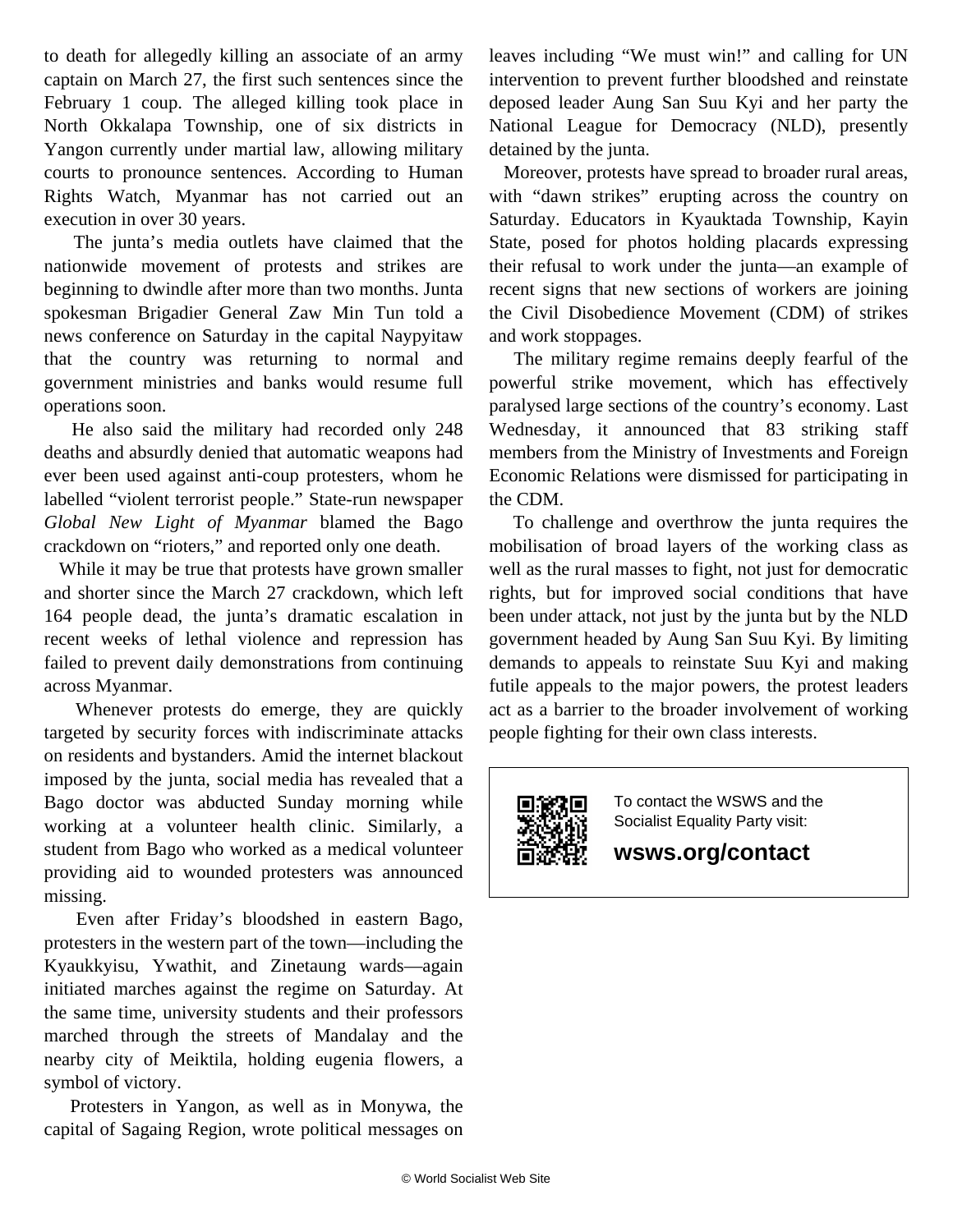to death for allegedly killing an associate of an army captain on March 27, the first such sentences since the February 1 coup. The alleged killing took place in North Okkalapa Township, one of six districts in Yangon currently under martial law, allowing military courts to pronounce sentences. According to Human Rights Watch, Myanmar has not carried out an execution in over 30 years.

The junta's media outlets have claimed that the nationwide movement of protests and strikes are beginning to dwindle after more than two months. Junta spokesman Brigadier General Zaw Min Tun told a news conference on Saturday in the capital Naypyitaw that the country was returning to normal and government ministries and banks would resume full operations soon.

He also said the military had recorded only 248 deaths and absurdly denied that automatic weapons had ever been used against anti-coup protesters, whom he labelled "violent terrorist people." State-run newspaper *Global New Light of Myanmar* blamed the Bago crackdown on "rioters," and reported only one death.

While it may be true that protests have grown smaller and shorter since the March 27 crackdown, which left 164 people dead, the junta's dramatic escalation in recent weeks of lethal violence and repression has failed to prevent daily demonstrations from continuing across Myanmar.

Whenever protests do emerge, they are quickly targeted by security forces with indiscriminate attacks on residents and bystanders. Amid the internet blackout imposed by the junta, social media has revealed that a Bago doctor was abducted Sunday morning while working at a volunteer health clinic. Similarly, a student from Bago who worked as a medical volunteer providing aid to wounded protesters was announced missing.

Even after Friday's bloodshed in eastern Bago, protesters in the western part of the town—including the Kyaukkyisu, Ywathit, and Zinetaung wards—again initiated marches against the regime on Saturday. At the same time, university students and their professors marched through the streets of Mandalay and the nearby city of Meiktila, holding eugenia flowers, a symbol of victory.

Protesters in Yangon, as well as in Monywa, the capital of Sagaing Region, wrote political messages on leaves including "We must win!" and calling for UN intervention to prevent further bloodshed and reinstate deposed leader Aung San Suu Kyi and her party the National League for Democracy (NLD), presently detained by the junta.

Moreover, protests have spread to broader rural areas, with "dawn strikes" erupting across the country on Saturday. Educators in Kyauktada Township, Kayin State, posed for photos holding placards expressing their refusal to work under the junta—an example of recent signs that new sections of workers are joining the Civil Disobedience Movement (CDM) of strikes and work stoppages.

The military regime remains deeply fearful of the powerful strike movement, which has effectively paralysed large sections of the country's economy. Last Wednesday, it announced that 83 striking staff members from the Ministry of Investments and Foreign Economic Relations were dismissed for participating in the CDM.

To challenge and overthrow the junta requires the mobilisation of broad layers of the working class as well as the rural masses to fight, not just for democratic rights, but for improved social conditions that have been under attack, not just by the junta but by the NLD government headed by Aung San Suu Kyi. By limiting demands to appeals to reinstate Suu Kyi and making futile appeals to the major powers, the protest leaders act as a barrier to the broader involvement of working people fighting for their own class interests.

To contact the WSWS and the Socialist Equality Party visit:

**wsws.org/contact**